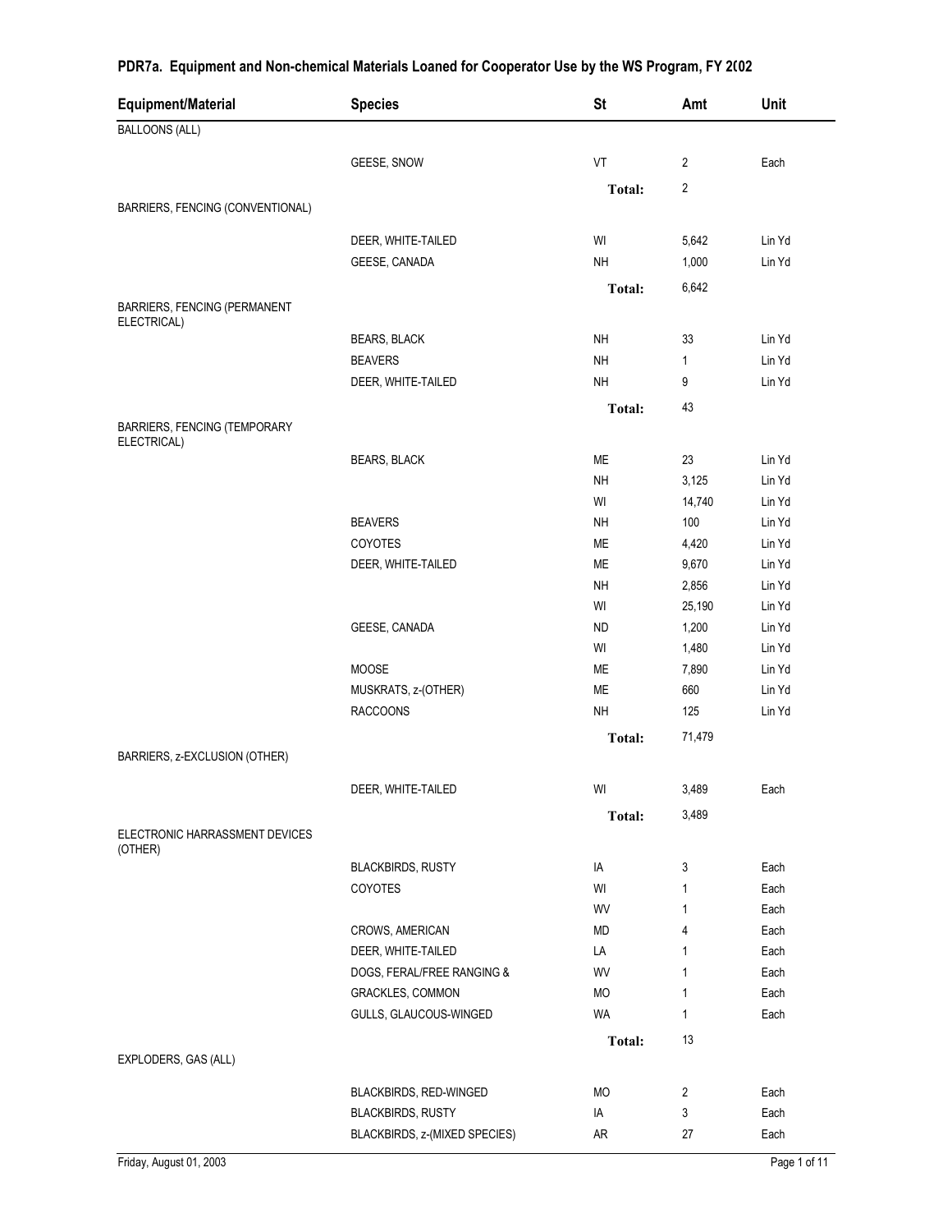# PDR7a. Equipment and Non-chemical Materials Loaned for Cooperator Use by the WS Program, FY 2002

| Equipment/Material | Species | St | Amt | Unit |
|---|---|---|---|---|
| BALLOONS (ALL) | | | | |
| | GEESE, SNOW | VT | 2 | Each |
| | | **Total:** | 2 | |
| BARRIERS, FENCING (CONVENTIONAL) | | | | |
| | DEER, WHITE-TAILED | WI | 5,642 | Lin Yd |
| | GEESE, CANADA | NH | 1,000 | Lin Yd |
| | | **Total:** | 6,642 | |
| BARRIERS, FENCING (PERMANENT ELECTRICAL) | | | | |
| | BEARS, BLACK | NH | 33 | Lin Yd |
| | BEAVERS | NH | 1 | Lin Yd |
| | DEER, WHITE-TAILED | NH | 9 | Lin Yd |
| | | **Total:** | 43 | |
| BARRIERS, FENCING (TEMPORARY ELECTRICAL) | | | | |
| | BEARS, BLACK | ME | 23 | Lin Yd |
| | | NH | 3,125 | Lin Yd |
| | | WI | 14,740 | Lin Yd |
| | BEAVERS | NH | 100 | Lin Yd |
| | COYOTES | ME | 4,420 | Lin Yd |
| | DEER, WHITE-TAILED | ME | 9,670 | Lin Yd |
| | | NH | 2,856 | Lin Yd |
| | | WI | 25,190 | Lin Yd |
| | GEESE, CANADA | ND | 1,200 | Lin Yd |
| | | WI | 1,480 | Lin Yd |
| | MOOSE | ME | 7,890 | Lin Yd |
| | MUSKRATS, z-(OTHER) | ME | 660 | Lin Yd |
| | RACCOONS | NH | 125 | Lin Yd |
| | | **Total:** | 71,479 | |
| BARRIERS, z-EXCLUSION (OTHER) | | | | |
| | DEER, WHITE-TAILED | WI | 3,489 | Each |
| | | **Total:** | 3,489 | |
| ELECTRONIC HARRASSMENT DEVICES (OTHER) | | | | |
| | BLACKBIRDS, RUSTY | IA | 3 | Each |
| | COYOTES | WI | 1 | Each |
| | | WV | 1 | Each |
| | CROWS, AMERICAN | MD | 4 | Each |
| | DEER, WHITE-TAILED | LA | 1 | Each |
| | DOGS, FERAL/FREE RANGING & | WV | 1 | Each |
| | GRACKLES, COMMON | MO | 1 | Each |
| | GULLS, GLAUCOUS-WINGED | WA | 1 | Each |
| | | **Total:** | 13 | |
| EXPLODERS, GAS (ALL) | | | | |
| | BLACKBIRDS, RED-WINGED | MO | 2 | Each |
| | BLACKBIRDS, RUSTY | IA | 3 | Each |
| | BLACKBIRDS, z-(MIXED SPECIES) | AR | 27 | Each |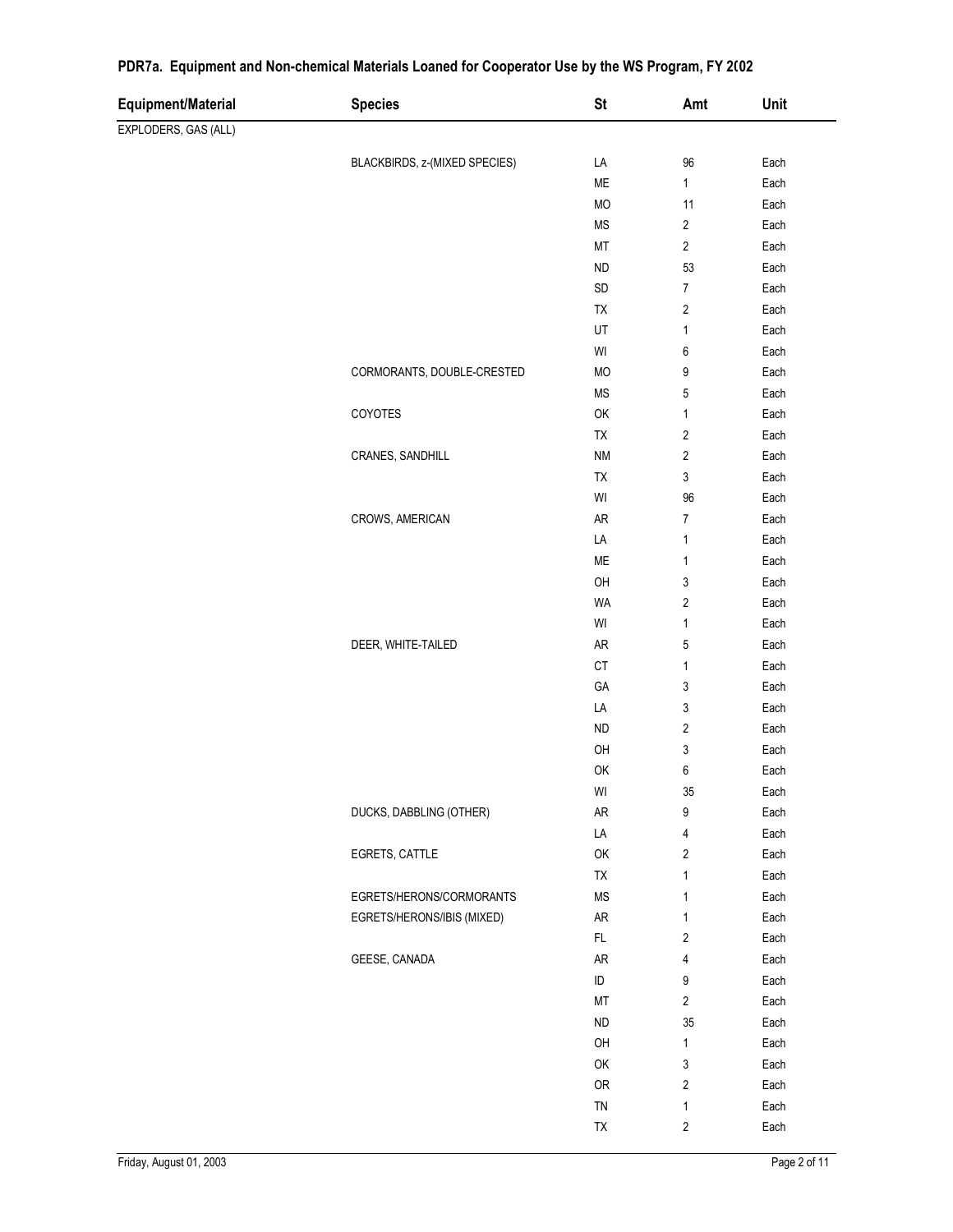## PDR7a. Equipment and Non-chemical Materials Loaned for Cooperator Use by the WS Program, FY 2002

| Equipment/Material | Species | St | Amt | Unit |
|---|---|---|---|---|
| EXPLODERS, GAS (ALL) | | | | |
| | BLACKBIRDS, z-(MIXED SPECIES) | LA | 96 | Each |
| | | ME | 1 | Each |
| | | MO | 11 | Each |
| | | MS | 2 | Each |
| | | MT | 2 | Each |
| | | ND | 53 | Each |
| | | SD | 7 | Each |
| | | TX | 2 | Each |
| | | UT | 1 | Each |
| | | WI | 6 | Each |
| | CORMORANTS, DOUBLE-CRESTED | MO | 9 | Each |
| | | MS | 5 | Each |
| | COYOTES | OK | 1 | Each |
| | | TX | 2 | Each |
| | CRANES, SANDHILL | NM | 2 | Each |
| | | TX | 3 | Each |
| | | WI | 96 | Each |
| | CROWS, AMERICAN | AR | 7 | Each |
| | | LA | 1 | Each |
| | | ME | 1 | Each |
| | | OH | 3 | Each |
| | | WA | 2 | Each |
| | | WI | 1 | Each |
| | DEER, WHITE-TAILED | AR | 5 | Each |
| | | CT | 1 | Each |
| | | GA | 3 | Each |
| | | LA | 3 | Each |
| | | ND | 2 | Each |
| | | OH | 3 | Each |
| | | OK | 6 | Each |
| | | WI | 35 | Each |
| | DUCKS, DABBLING (OTHER) | AR | 9 | Each |
| | | LA | 4 | Each |
| | EGRETS, CATTLE | OK | 2 | Each |
| | | TX | 1 | Each |
| | EGRETS/HERONS/CORMORANTS | MS | 1 | Each |
| | EGRETS/HERONS/IBIS (MIXED) | AR | 1 | Each |
| | | FL | 2 | Each |
| | GEESE, CANADA | AR | 4 | Each |
| | | ID | 9 | Each |
| | | MT | 2 | Each |
| | | ND | 35 | Each |
| | | OH | 1 | Each |
| | | OK | 3 | Each |
| | | OR | 2 | Each |
| | | TN | 1 | Each |
| | | TX | 2 | Each |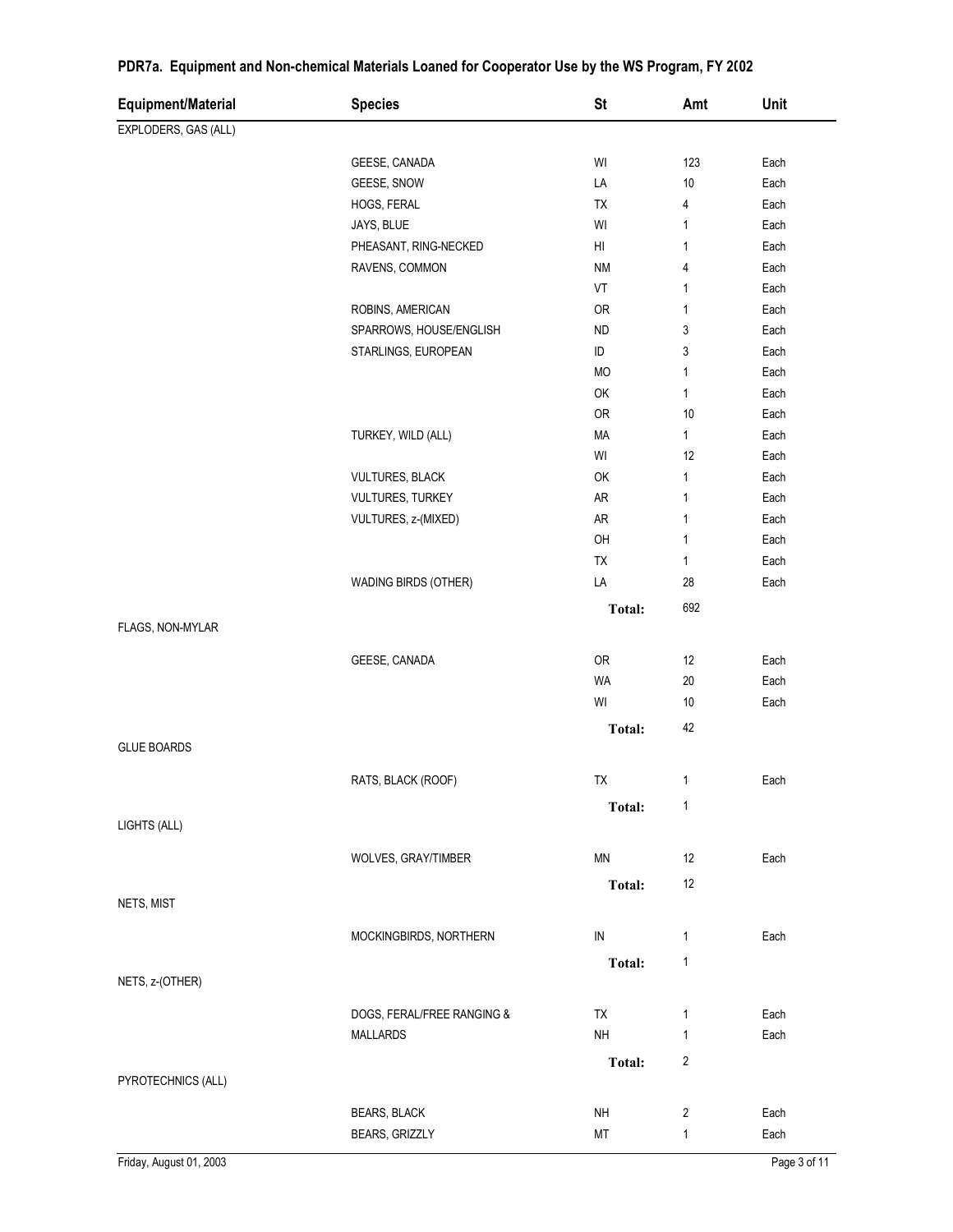## PDR7a. Equipment and Non-chemical Materials Loaned for Cooperator Use by the WS Program, FY 2(02

| Equipment/Material | Species | St | Amt | Unit |
|---|---|---|---|---|
| EXPLODERS, GAS (ALL) | | | | |
| | GEESE, CANADA | WI | 123 | Each |
| | GEESE, SNOW | LA | 10 | Each |
| | HOGS, FERAL | TX | 4 | Each |
| | JAYS, BLUE | WI | 1 | Each |
| | PHEASANT, RING-NECKED | HI | 1 | Each |
| | RAVENS, COMMON | NM | 4 | Each |
| | | VT | 1 | Each |
| | ROBINS, AMERICAN | OR | 1 | Each |
| | SPARROWS, HOUSE/ENGLISH | ND | 3 | Each |
| | STARLINGS, EUROPEAN | ID | 3 | Each |
| | | MO | 1 | Each |
| | | OK | 1 | Each |
| | | OR | 10 | Each |
| | TURKEY, WILD (ALL) | MA | 1 | Each |
| | | WI | 12 | Each |
| | VULTURES, BLACK | OK | 1 | Each |
| | VULTURES, TURKEY | AR | 1 | Each |
| | VULTURES, z-(MIXED) | AR | 1 | Each |
| | | OH | 1 | Each |
| | | TX | 1 | Each |
| | WADING BIRDS (OTHER) | LA | 28 | Each |
| | | **Total:** | 692 | |
| FLAGS, NON-MYLAR | | | | |
| | GEESE, CANADA | OR | 12 | Each |
| | | WA | 20 | Each |
| | | WI | 10 | Each |
| | | **Total:** | 42 | |
| GLUE BOARDS | | | | |
| | RATS, BLACK (ROOF) | TX | 1 | Each |
| | | **Total:** | 1 | |
| LIGHTS (ALL) | | | | |
| | WOLVES, GRAY/TIMBER | MN | 12 | Each |
| | | **Total:** | 12 | |
| NETS, MIST | | | | |
| | MOCKINGBIRDS, NORTHERN | IN | 1 | Each |
| | | **Total:** | 1 | |
| NETS, z-(OTHER) | | | | |
| | DOGS, FERAL/FREE RANGING & | TX | 1 | Each |
| | MALLARDS | NH | 1 | Each |
| | | **Total:** | 2 | |
| PYROTECHNICS (ALL) | | | | |
| | BEARS, BLACK | NH | 2 | Each |
| | BEARS, GRIZZLY | MT | 1 | Each |

Friday, August 01, 2003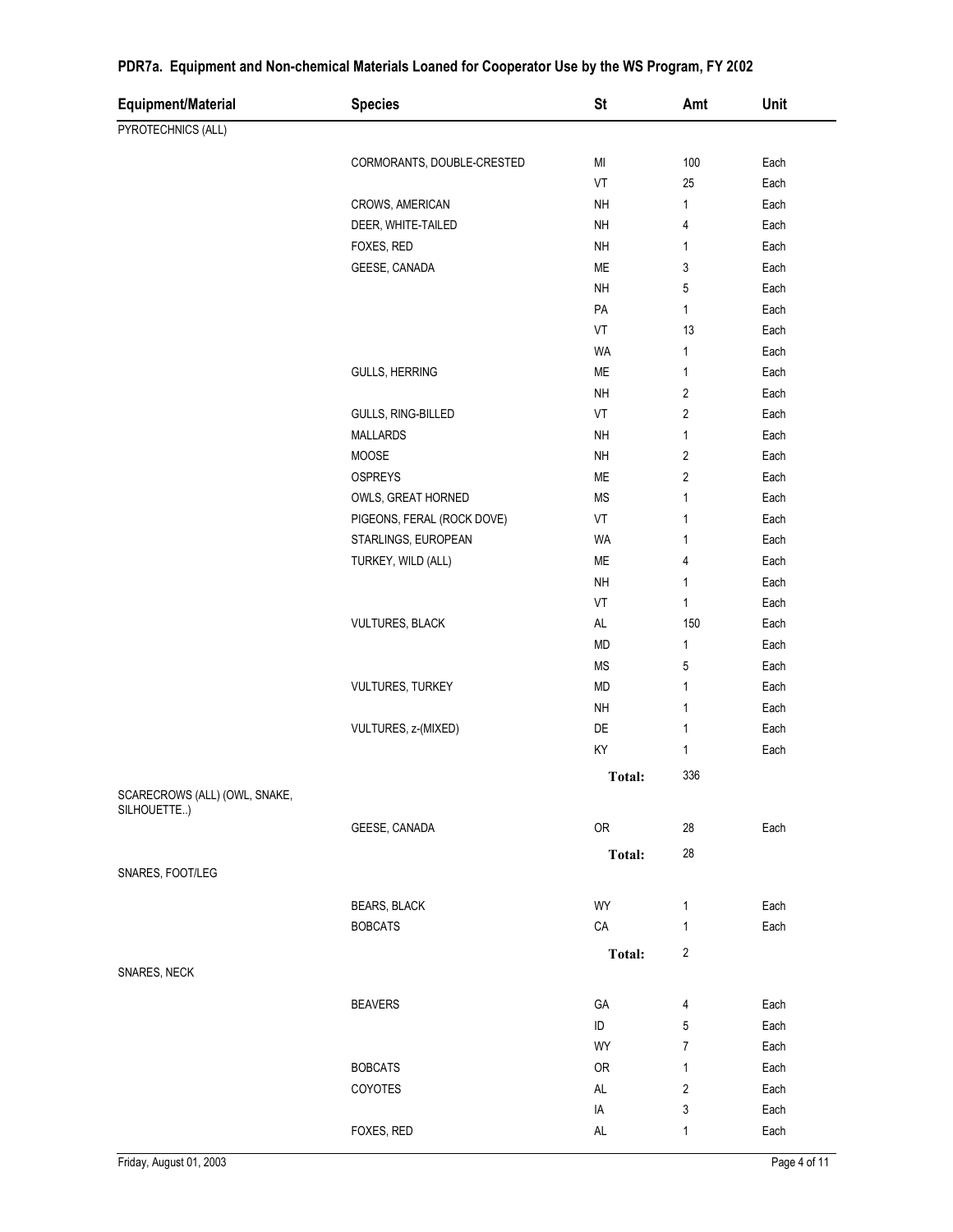## PDR7a. Equipment and Non-chemical Materials Loaned for Cooperator Use by the WS Program, FY 2(02

| Equipment/Material | Species | St | Amt | Unit |
|---|---|---|---|---|
| PYROTECHNICS (ALL) | | | | |
| | CORMORANTS, DOUBLE-CRESTED | MI | 100 | Each |
| | | VT | 25 | Each |
| | CROWS, AMERICAN | NH | 1 | Each |
| | DEER, WHITE-TAILED | NH | 4 | Each |
| | FOXES, RED | NH | 1 | Each |
| | GEESE, CANADA | ME | 3 | Each |
| | | NH | 5 | Each |
| | | PA | 1 | Each |
| | | VT | 13 | Each |
| | | WA | 1 | Each |
| | GULLS, HERRING | ME | 1 | Each |
| | | NH | 2 | Each |
| | GULLS, RING-BILLED | VT | 2 | Each |
| | MALLARDS | NH | 1 | Each |
| | MOOSE | NH | 2 | Each |
| | OSPREYS | ME | 2 | Each |
| | OWLS, GREAT HORNED | MS | 1 | Each |
| | PIGEONS, FERAL (ROCK DOVE) | VT | 1 | Each |
| | STARLINGS, EUROPEAN | WA | 1 | Each |
| | TURKEY, WILD (ALL) | ME | 4 | Each |
| | | NH | 1 | Each |
| | | VT | 1 | Each |
| | VULTURES, BLACK | AL | 150 | Each |
| | | MD | 1 | Each |
| | | MS | 5 | Each |
| | VULTURES, TURKEY | MD | 1 | Each |
| | | NH | 1 | Each |
| | VULTURES, z-(MIXED) | DE | 1 | Each |
| | | KY | 1 | Each |
| | | **Total:** | 336 | |
| SCARECROWS (ALL) (OWL, SNAKE, SILHOUETTE..) | | | | |
| | GEESE, CANADA | OR | 28 | Each |
| | | **Total:** | 28 | |
| SNARES, FOOT/LEG | | | | |
| | BEARS, BLACK | WY | 1 | Each |
| | BOBCATS | CA | 1 | Each |
| | | **Total:** | 2 | |
| SNARES, NECK | | | | |
| | BEAVERS | GA | 4 | Each |
| | | ID | 5 | Each |
| | | WY | 7 | Each |
| | BOBCATS | OR | 1 | Each |
| | COYOTES | AL | 2 | Each |
| | | IA | 3 | Each |
| | FOXES, RED | AL | 1 | Each |

Friday, August 01, 2003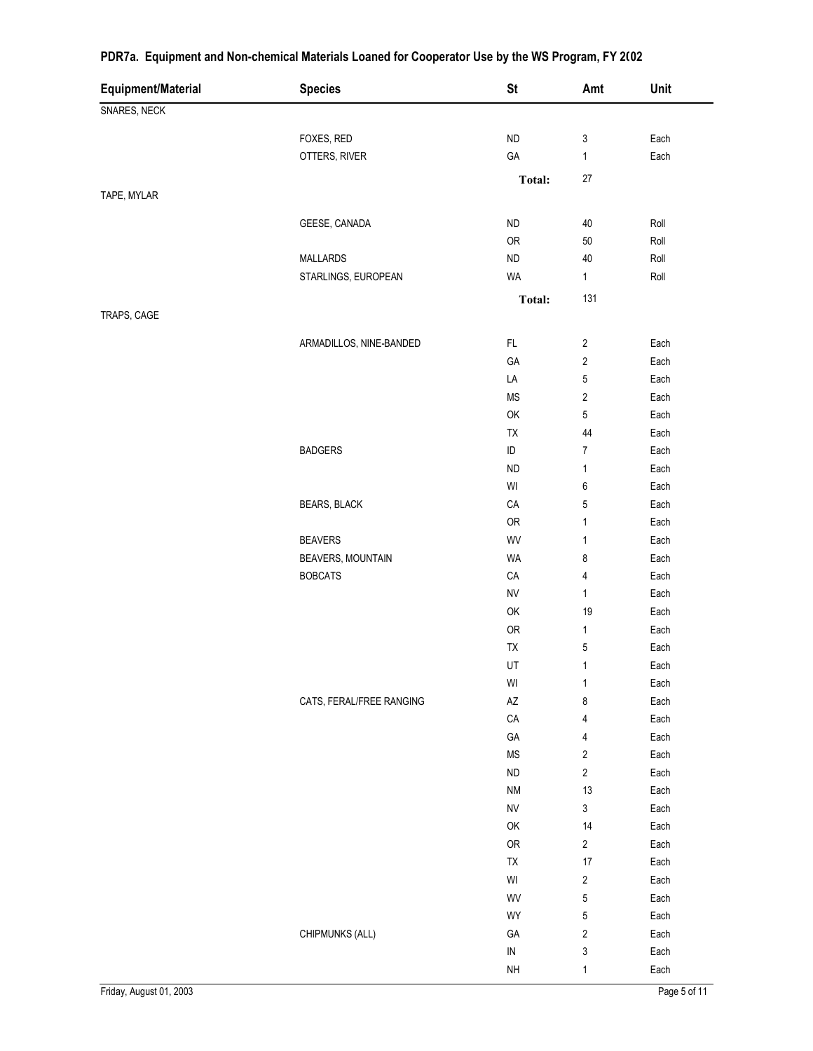## PDR7a. Equipment and Non-chemical Materials Loaned for Cooperator Use by the WS Program, FY 2002

| Equipment/Material | Species | St | Amt | Unit |
|---|---|---|---|---|
| SNARES, NECK | | | | |
| | FOXES, RED | ND | 3 | Each |
| | OTTERS, RIVER | GA | 1 | Each |
| | | **Total:** | 27 | |
| TAPE, MYLAR | | | | |
| | GEESE, CANADA | ND | 40 | Roll |
| | | OR | 50 | Roll |
| | MALLARDS | ND | 40 | Roll |
| | STARLINGS, EUROPEAN | WA | 1 | Roll |
| | | **Total:** | 131 | |
| TRAPS, CAGE | | | | |
| | ARMADILLOS, NINE-BANDED | FL | 2 | Each |
| | | GA | 2 | Each |
| | | LA | 5 | Each |
| | | MS | 2 | Each |
| | | OK | 5 | Each |
| | | TX | 44 | Each |
| | BADGERS | ID | 7 | Each |
| | | ND | 1 | Each |
| | | WI | 6 | Each |
| | BEARS, BLACK | CA | 5 | Each |
| | | OR | 1 | Each |
| | BEAVERS | WV | 1 | Each |
| | BEAVERS, MOUNTAIN | WA | 8 | Each |
| | BOBCATS | CA | 4 | Each |
| | | NV | 1 | Each |
| | | OK | 19 | Each |
| | | OR | 1 | Each |
| | | TX | 5 | Each |
| | | UT | 1 | Each |
| | | WI | 1 | Each |
| | CATS, FERAL/FREE RANGING | AZ | 8 | Each |
| | | CA | 4 | Each |
| | | GA | 4 | Each |
| | | MS | 2 | Each |
| | | ND | 2 | Each |
| | | NM | 13 | Each |
| | | NV | 3 | Each |
| | | OK | 14 | Each |
| | | OR | 2 | Each |
| | | TX | 17 | Each |
| | | WI | 2 | Each |
| | | WV | 5 | Each |
| | | WY | 5 | Each |
| | CHIPMUNKS (ALL) | GA | 2 | Each |
| | | IN | 3 | Each |
| | | NH | 1 | Each |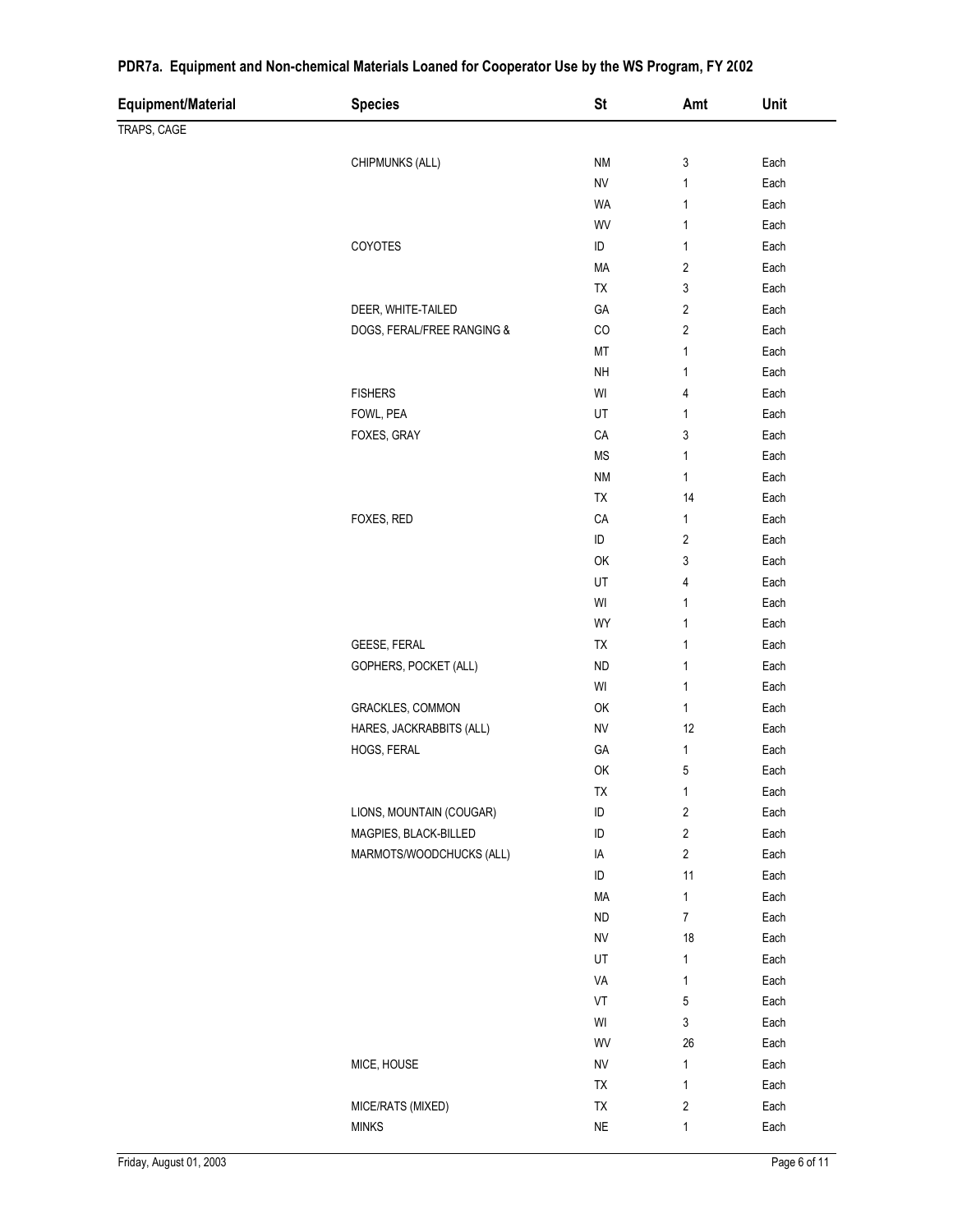## PDR7a. Equipment and Non-chemical Materials Loaned for Cooperator Use by the WS Program, FY 2002

| Equipment/Material | Species | St | Amt | Unit |
|---|---|---|---|---|
| TRAPS, CAGE | | | | |
| | CHIPMUNKS (ALL) | NM | 3 | Each |
| | | NV | 1 | Each |
| | | WA | 1 | Each |
| | | WV | 1 | Each |
| | COYOTES | ID | 1 | Each |
| | | MA | 2 | Each |
| | | TX | 3 | Each |
| | DEER, WHITE-TAILED | GA | 2 | Each |
| | DOGS, FERAL/FREE RANGING & | CO | 2 | Each |
| | | MT | 1 | Each |
| | | NH | 1 | Each |
| | FISHERS | WI | 4 | Each |
| | FOWL, PEA | UT | 1 | Each |
| | FOXES, GRAY | CA | 3 | Each |
| | | MS | 1 | Each |
| | | NM | 1 | Each |
| | | TX | 14 | Each |
| | FOXES, RED | CA | 1 | Each |
| | | ID | 2 | Each |
| | | OK | 3 | Each |
| | | UT | 4 | Each |
| | | WI | 1 | Each |
| | | WY | 1 | Each |
| | GEESE, FERAL | TX | 1 | Each |
| | GOPHERS, POCKET (ALL) | ND | 1 | Each |
| | | WI | 1 | Each |
| | GRACKLES, COMMON | OK | 1 | Each |
| | HARES, JACKRABBITS (ALL) | NV | 12 | Each |
| | HOGS, FERAL | GA | 1 | Each |
| | | OK | 5 | Each |
| | | TX | 1 | Each |
| | LIONS, MOUNTAIN (COUGAR) | ID | 2 | Each |
| | MAGPIES, BLACK-BILLED | ID | 2 | Each |
| | MARMOTS/WOODCHUCKS (ALL) | IA | 2 | Each |
| | | ID | 11 | Each |
| | | MA | 1 | Each |
| | | ND | 7 | Each |
| | | NV | 18 | Each |
| | | UT | 1 | Each |
| | | VA | 1 | Each |
| | | VT | 5 | Each |
| | | WI | 3 | Each |
| | | WV | 26 | Each |
| | MICE, HOUSE | NV | 1 | Each |
| | | TX | 1 | Each |
| | MICE/RATS (MIXED) | TX | 2 | Each |
| | MINKS | NE | 1 | Each |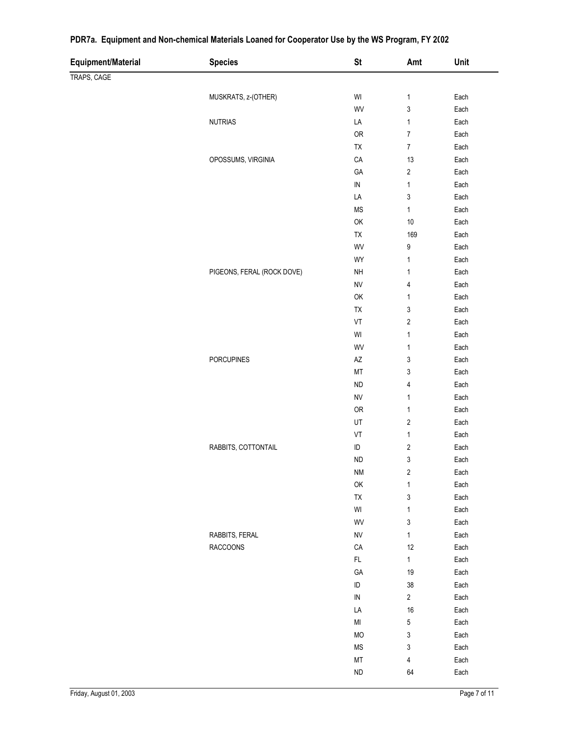## PDR7a. Equipment and Non-chemical Materials Loaned for Cooperator Use by the WS Program, FY 2(02

| Equipment/Material | Species | St | Amt | Unit |
|---|---|---|---|---|
| TRAPS, CAGE | | | | |
| | MUSKRATS, z-(OTHER) | WI | 1 | Each |
| | | WV | 3 | Each |
| | NUTRIAS | LA | 1 | Each |
| | | OR | 7 | Each |
| | | TX | 7 | Each |
| | OPOSSUMS, VIRGINIA | CA | 13 | Each |
| | | GA | 2 | Each |
| | | IN | 1 | Each |
| | | LA | 3 | Each |
| | | MS | 1 | Each |
| | | OK | 10 | Each |
| | | TX | 169 | Each |
| | | WV | 9 | Each |
| | | WY | 1 | Each |
| | PIGEONS, FERAL (ROCK DOVE) | NH | 1 | Each |
| | | NV | 4 | Each |
| | | OK | 1 | Each |
| | | TX | 3 | Each |
| | | VT | 2 | Each |
| | | WI | 1 | Each |
| | | WV | 1 | Each |
| | PORCUPINES | AZ | 3 | Each |
| | | MT | 3 | Each |
| | | ND | 4 | Each |
| | | NV | 1 | Each |
| | | OR | 1 | Each |
| | | UT | 2 | Each |
| | | VT | 1 | Each |
| | RABBITS, COTTONTAIL | ID | 2 | Each |
| | | ND | 3 | Each |
| | | NM | 2 | Each |
| | | OK | 1 | Each |
| | | TX | 3 | Each |
| | | WI | 1 | Each |
| | | WV | 3 | Each |
| | RABBITS, FERAL | NV | 1 | Each |
| | RACCOONS | CA | 12 | Each |
| | | FL | 1 | Each |
| | | GA | 19 | Each |
| | | ID | 38 | Each |
| | | IN | 2 | Each |
| | | LA | 16 | Each |
| | | MI | 5 | Each |
| | | MO | 3 | Each |
| | | MS | 3 | Each |
| | | MT | 4 | Each |
| | | ND | 64 | Each |

Friday, August 01, 2003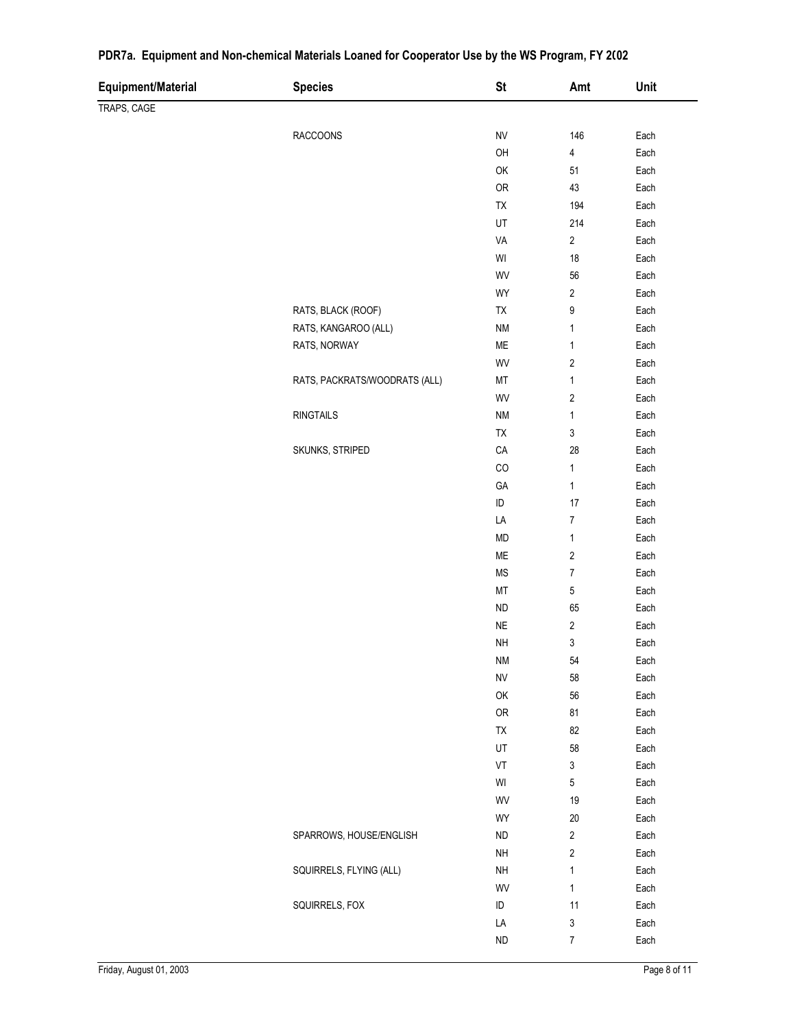## PDR7a. Equipment and Non-chemical Materials Loaned for Cooperator Use by the WS Program, FY 2002

| Equipment/Material | Species | St | Amt | Unit |
|---|---|---|---|---|
| TRAPS, CAGE | | | | |
| | RACCOONS | NV | 146 | Each |
| | | OH | 4 | Each |
| | | OK | 51 | Each |
| | | OR | 43 | Each |
| | | TX | 194 | Each |
| | | UT | 214 | Each |
| | | VA | 2 | Each |
| | | WI | 18 | Each |
| | | WV | 56 | Each |
| | | WY | 2 | Each |
| | RATS, BLACK (ROOF) | TX | 9 | Each |
| | RATS, KANGAROO (ALL) | NM | 1 | Each |
| | RATS, NORWAY | ME | 1 | Each |
| | | WV | 2 | Each |
| | RATS, PACKRATS/WOODRATS (ALL) | MT | 1 | Each |
| | | WV | 2 | Each |
| | RINGTAILS | NM | 1 | Each |
| | | TX | 3 | Each |
| | SKUNKS, STRIPED | CA | 28 | Each |
| | | CO | 1 | Each |
| | | GA | 1 | Each |
| | | ID | 17 | Each |
| | | LA | 7 | Each |
| | | MD | 1 | Each |
| | | ME | 2 | Each |
| | | MS | 7 | Each |
| | | MT | 5 | Each |
| | | ND | 65 | Each |
| | | NE | 2 | Each |
| | | NH | 3 | Each |
| | | NM | 54 | Each |
| | | NV | 58 | Each |
| | | OK | 56 | Each |
| | | OR | 81 | Each |
| | | TX | 82 | Each |
| | | UT | 58 | Each |
| | | VT | 3 | Each |
| | | WI | 5 | Each |
| | | WV | 19 | Each |
| | | WY | 20 | Each |
| | SPARROWS, HOUSE/ENGLISH | ND | 2 | Each |
| | | NH | 2 | Each |
| | SQUIRRELS, FLYING (ALL) | NH | 1 | Each |
| | | WV | 1 | Each |
| | SQUIRRELS, FOX | ID | 11 | Each |
| | | LA | 3 | Each |
| | | ND | 7 | Each |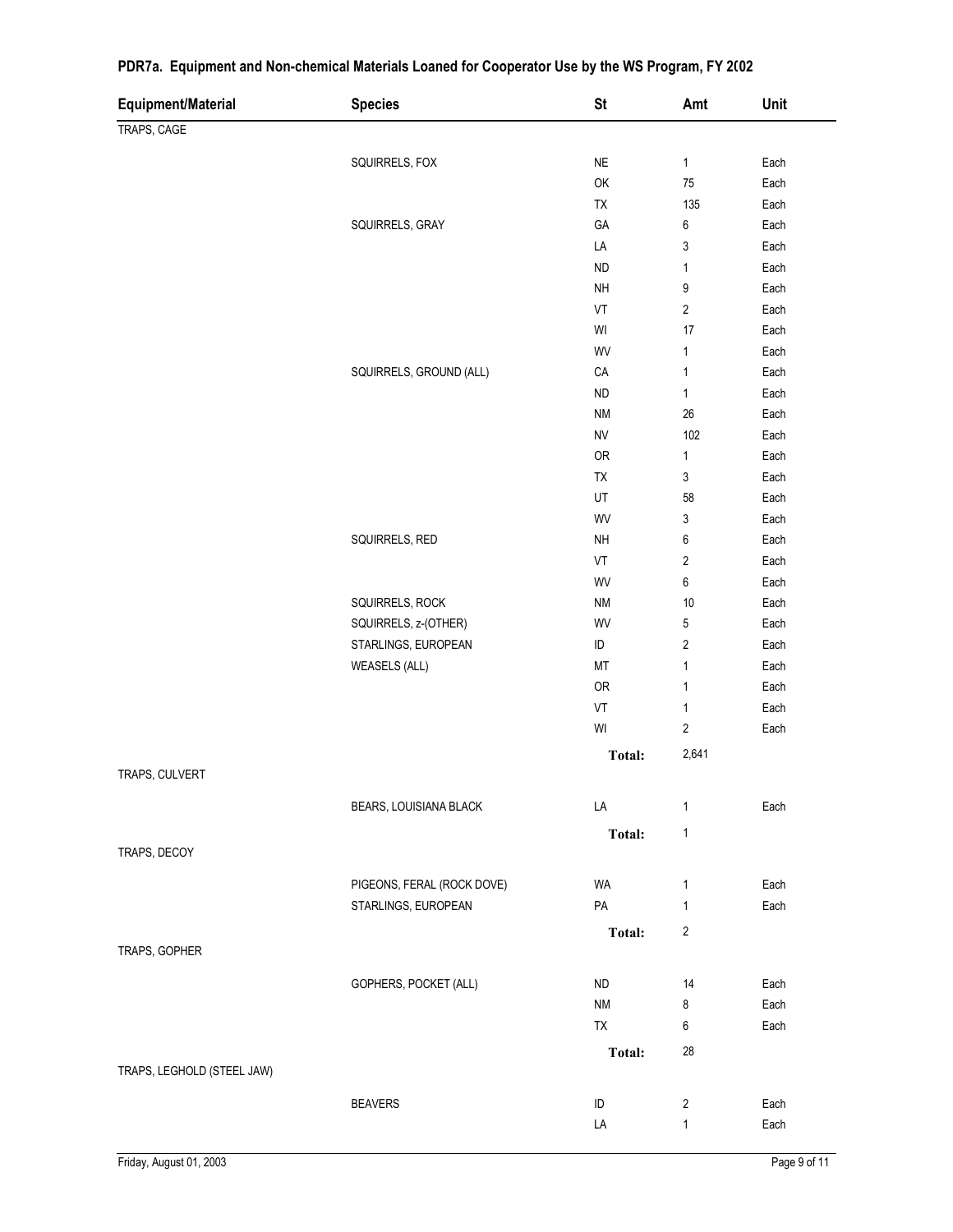## PDR7a. Equipment and Non-chemical Materials Loaned for Cooperator Use by the WS Program, FY 2002

| Equipment/Material | Species | St | Amt | Unit |
|---|---|---|---|---|
| TRAPS, CAGE | | | | |
| | SQUIRRELS, FOX | NE | 1 | Each |
| | | OK | 75 | Each |
| | | TX | 135 | Each |
| | SQUIRRELS, GRAY | GA | 6 | Each |
| | | LA | 3 | Each |
| | | ND | 1 | Each |
| | | NH | 9 | Each |
| | | VT | 2 | Each |
| | | WI | 17 | Each |
| | | WV | 1 | Each |
| | SQUIRRELS, GROUND (ALL) | CA | 1 | Each |
| | | ND | 1 | Each |
| | | NM | 26 | Each |
| | | NV | 102 | Each |
| | | OR | 1 | Each |
| | | TX | 3 | Each |
| | | UT | 58 | Each |
| | | WV | 3 | Each |
| | SQUIRRELS, RED | NH | 6 | Each |
| | | VT | 2 | Each |
| | | WV | 6 | Each |
| | SQUIRRELS, ROCK | NM | 10 | Each |
| | SQUIRRELS, z-(OTHER) | WV | 5 | Each |
| | STARLINGS, EUROPEAN | ID | 2 | Each |
| | WEASELS (ALL) | MT | 1 | Each |
| | | OR | 1 | Each |
| | | VT | 1 | Each |
| | | WI | 2 | Each |
| | | **Total:** | 2,641 | |
| TRAPS, CULVERT | | | | |
| | BEARS, LOUISIANA BLACK | LA | 1 | Each |
| | | **Total:** | 1 | |
| TRAPS, DECOY | | | | |
| | PIGEONS, FERAL (ROCK DOVE) | WA | 1 | Each |
| | STARLINGS, EUROPEAN | PA | 1 | Each |
| | | **Total:** | 2 | |
| TRAPS, GOPHER | | | | |
| | GOPHERS, POCKET (ALL) | ND | 14 | Each |
| | | NM | 8 | Each |
| | | TX | 6 | Each |
| | | **Total:** | 28 | |
| TRAPS, LEGHOLD (STEEL JAW) | | | | |
| | BEAVERS | ID | 2 | Each |
| | | LA | 1 | Each |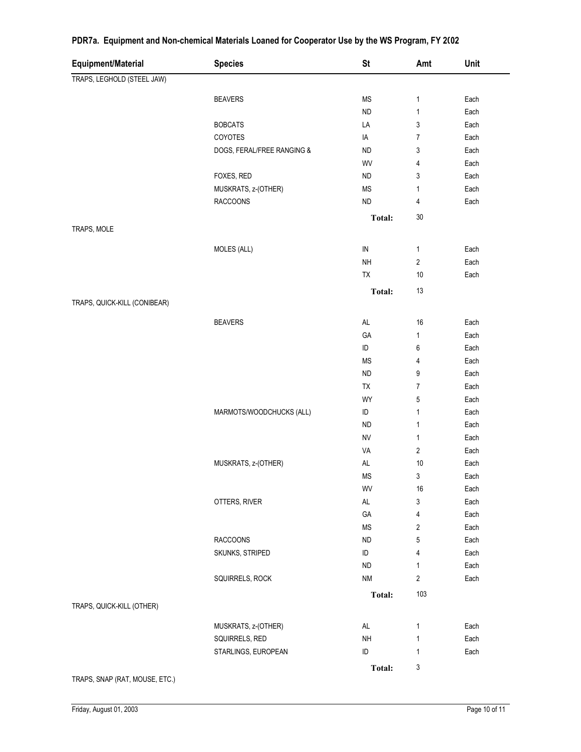## PDR7a. Equipment and Non-chemical Materials Loaned for Cooperator Use by the WS Program, FY 2(02

| Equipment/Material | Species | St | Amt | Unit |
|---|---|---|---|---|
| TRAPS, LEGHOLD (STEEL JAW) | | | | |
| | BEAVERS | MS | 1 | Each |
| | | ND | 1 | Each |
| | BOBCATS | LA | 3 | Each |
| | COYOTES | IA | 7 | Each |
| | DOGS, FERAL/FREE RANGING & | ND | 3 | Each |
| | | WV | 4 | Each |
| | FOXES, RED | ND | 3 | Each |
| | MUSKRATS, z-(OTHER) | MS | 1 | Each |
| | RACCOONS | ND | 4 | Each |
| | | **Total:** | 30 | |
| TRAPS, MOLE | | | | |
| | MOLES (ALL) | IN | 1 | Each |
| | | NH | 2 | Each |
| | | TX | 10 | Each |
| | | **Total:** | 13 | |
| TRAPS, QUICK-KILL (CONIBEAR) | | | | |
| | BEAVERS | AL | 16 | Each |
| | | GA | 1 | Each |
| | | ID | 6 | Each |
| | | MS | 4 | Each |
| | | ND | 9 | Each |
| | | TX | 7 | Each |
| | | WY | 5 | Each |
| | MARMOTS/WOODCHUCKS (ALL) | ID | 1 | Each |
| | | ND | 1 | Each |
| | | NV | 1 | Each |
| | | VA | 2 | Each |
| | MUSKRATS, z-(OTHER) | AL | 10 | Each |
| | | MS | 3 | Each |
| | | WV | 16 | Each |
| | OTTERS, RIVER | AL | 3 | Each |
| | | GA | 4 | Each |
| | | MS | 2 | Each |
| | RACCOONS | ND | 5 | Each |
| | SKUNKS, STRIPED | ID | 4 | Each |
| | | ND | 1 | Each |
| | SQUIRRELS, ROCK | NM | 2 | Each |
| | | **Total:** | 103 | |
| TRAPS, QUICK-KILL (OTHER) | | | | |
| | MUSKRATS, z-(OTHER) | AL | 1 | Each |
| | SQUIRRELS, RED | NH | 1 | Each |
| | STARLINGS, EUROPEAN | ID | 1 | Each |
| | | **Total:** | 3 | |
| TRAPS, SNAP (RAT, MOUSE, ETC.) | | | | |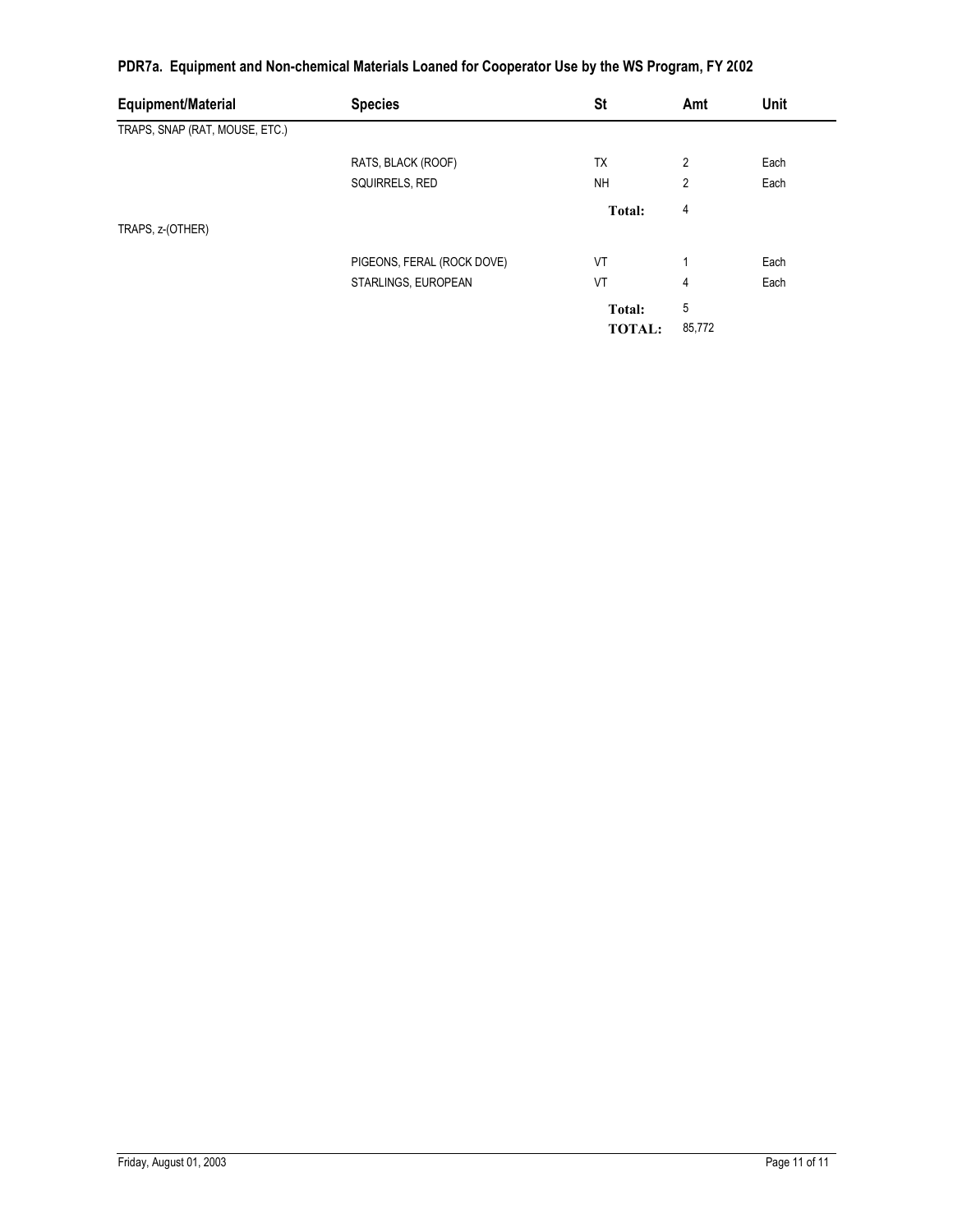## PDR7a. Equipment and Non-chemical Materials Loaned for Cooperator Use by the WS Program, FY 2(02

| Equipment/Material | Species | St | Amt | Unit |
|---|---|---|---|---|
| TRAPS, SNAP (RAT, MOUSE, ETC.) | | | | |
| | RATS, BLACK (ROOF) | TX | 2 | Each |
| | SQUIRRELS, RED | NH | 2 | Each |
| | | **Total:** | 4 | |
| TRAPS, z-(OTHER) | | | | |
| | PIGEONS, FERAL (ROCK DOVE) | VT | 1 | Each |
| | STARLINGS, EUROPEAN | VT | 4 | Each |
| | | **Total:** | 5 | |
| | | **TOTAL:** | 85,772 | |

Friday, August 01, 2003